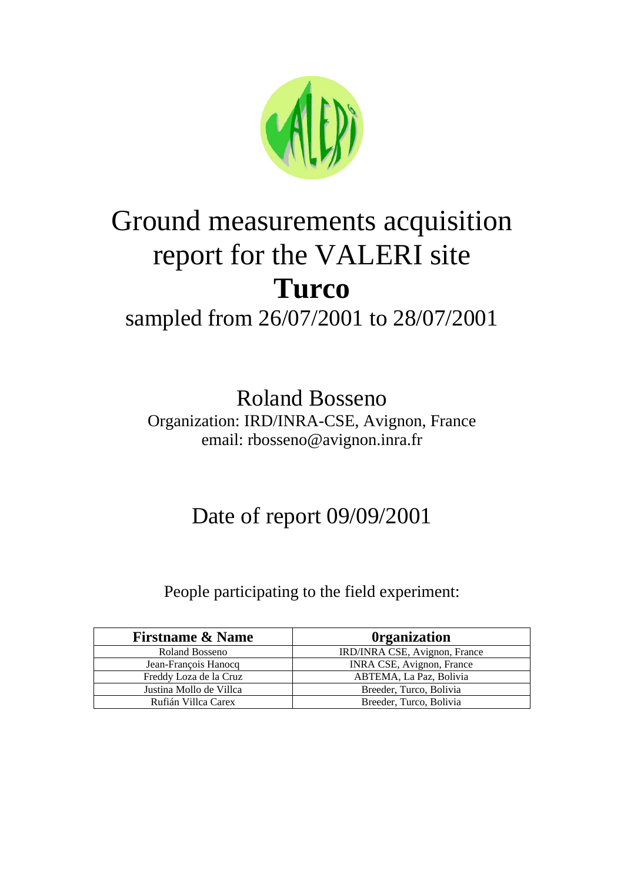# Ground measurements acquisition report for the VALERI site

# **Turco**

sampled from 26/07/2001 to 28/07/2001

Roland Bosseno

Organization: IRD/INRA-CSE, Avignon, France

email: rbosseno@avignon.inra.fr

Date of report 09/09/2001

People participating to the field experiment:

| **Firstname & Name** | **0rganization** |
|---|---|
| Roland Bosseno | IRD/INRA CSE, Avignon, France |
| Jean-François Hanocq | INRA CSE, Avignon, France |
| Freddy Loza de la Cruz | ABTEMA, La Paz, Bolivia |
| Justina Mollo de Villca | Breeder, Turco, Bolivia |
| Rufián Villca Carex | Breeder, Turco, Bolivia |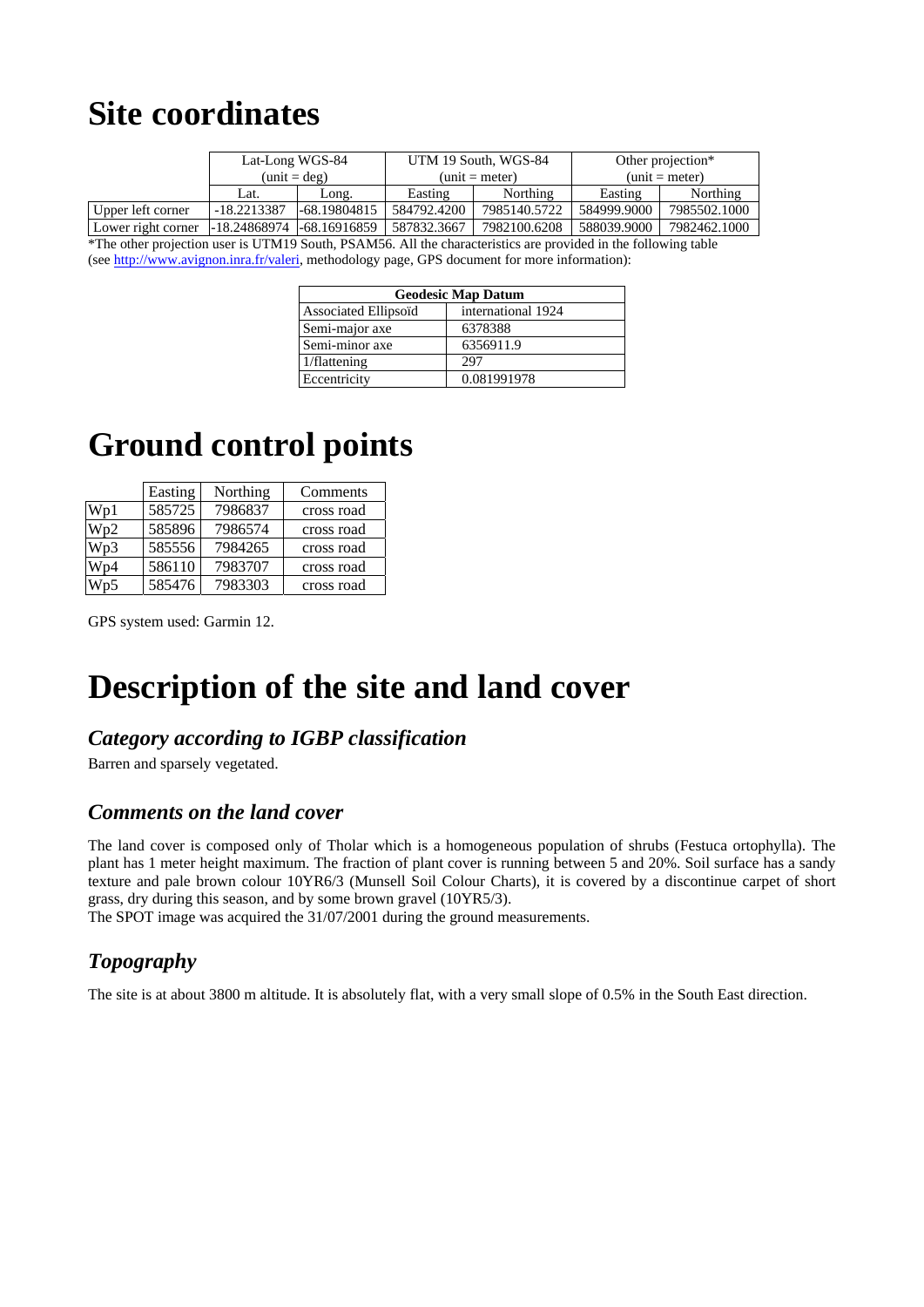# Site coordinates

| | Lat-Long WGS-84 (unit = deg) | | UTM 19 South, WGS-84 (unit = meter) | | Other projection* (unit = meter) | |
|---|---|---|---|---|---|---|
| | Lat. | Long. | Easting | Northing | Easting | Northing |
| Upper left corner | -18.2213387 | -68.19804815 | 584792.4200 | 7985140.5722 | 584999.9000 | 7985502.1000 |
| Lower right corner | -18.24868974 | -68.16916859 | 587832.3667 | 7982100.6208 | 588039.9000 | 7982462.1000 |

*The other projection user is UTM19 South, PSAM56. All the characteristics are provided in the following table (see http://www.avignon.inra.fr/valeri, methodology page, GPS document for more information):

| Geodesic Map Datum | |
|---|---|
| Associated Ellipsoïd | international 1924 |
| Semi-major axe | 6378388 |
| Semi-minor axe | 6356911.9 |
| 1/flattening | 297 |
| Eccentricity | 0.081991978 |

# Ground control points

| | Easting | Northing | Comments |
|---|---|---|---|
| Wp1 | 585725 | 7986837 | cross road |
| Wp2 | 585896 | 7986574 | cross road |
| Wp3 | 585556 | 7984265 | cross road |
| Wp4 | 586110 | 7983707 | cross road |
| Wp5 | 585476 | 7983303 | cross road |

GPS system used: Garmin 12.

# Description of the site and land cover

## *Category according to IGBP classification*

Barren and sparsely vegetated.

## *Comments on the land cover*

The land cover is composed only of Tholar which is a homogeneous population of shrubs (Festuca ortophylla). The plant has 1 meter height maximum. The fraction of plant cover is running between 5 and 20%. Soil surface has a sandy texture and pale brown colour 10YR6/3 (Munsell Soil Colour Charts), it is covered by a discontinue carpet of short grass, dry during this season, and by some brown gravel (10YR5/3).

The SPOT image was acquired the 31/07/2001 during the ground measurements.

## *Topography*

The site is at about 3800 m altitude. It is absolutely flat, with a very small slope of 0.5% in the South East direction.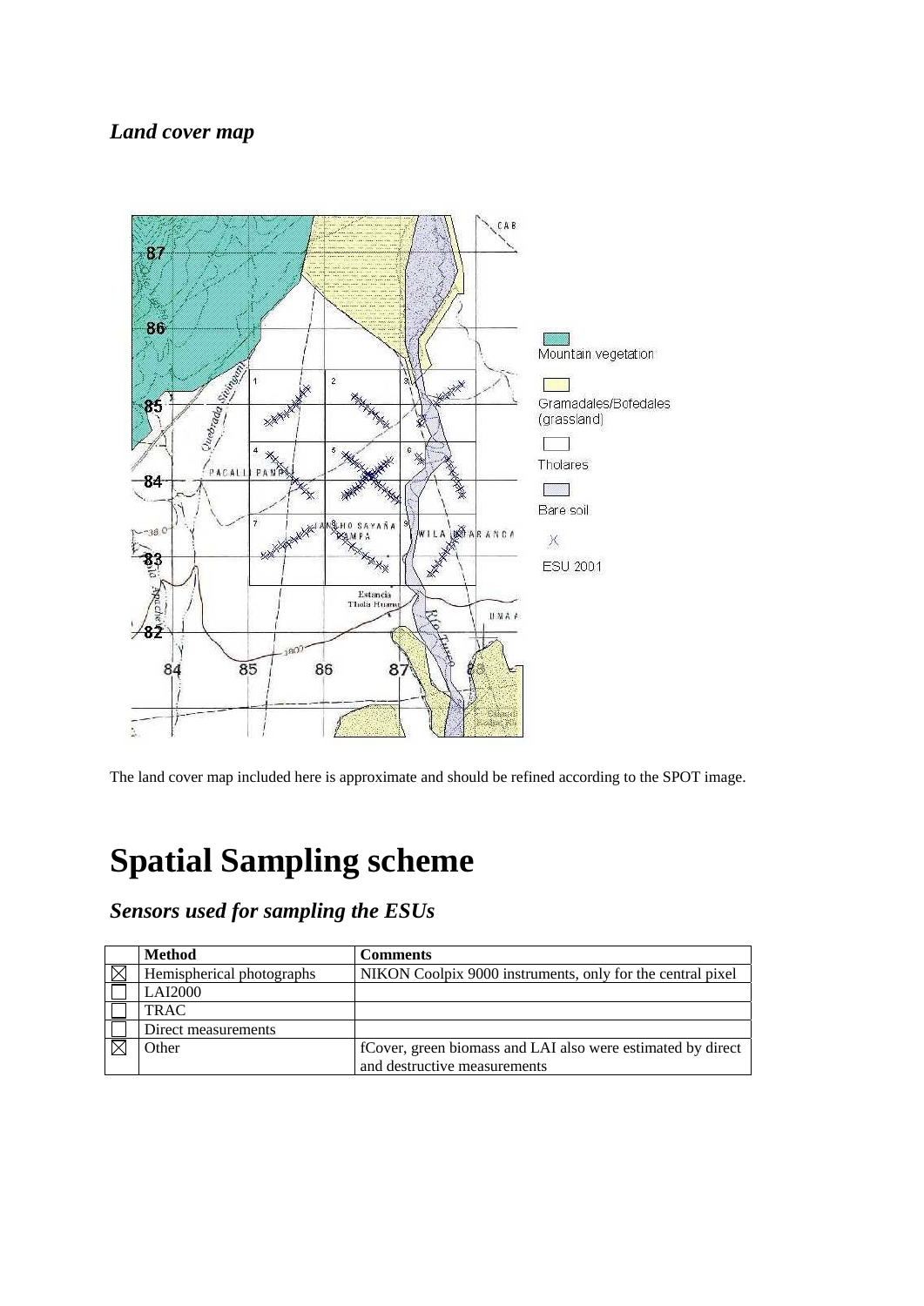### *Land cover map*

The land cover map included here is approximate and should be refined according to the SPOT image.

# Spatial Sampling scheme

### *Sensors used for sampling the ESUs*

| | Method | Comments |
|---|---|---|
| ☒ | Hemispherical photographs | NIKON Coolpix 9000 instruments, only for the central pixel |
| ☐ | LAI2000 | |
| ☐ | TRAC | |
| ☐ | Direct measurements | |
| ☒ | Other | fCover, green biomass and LAI also were estimated by direct and destructive measurements |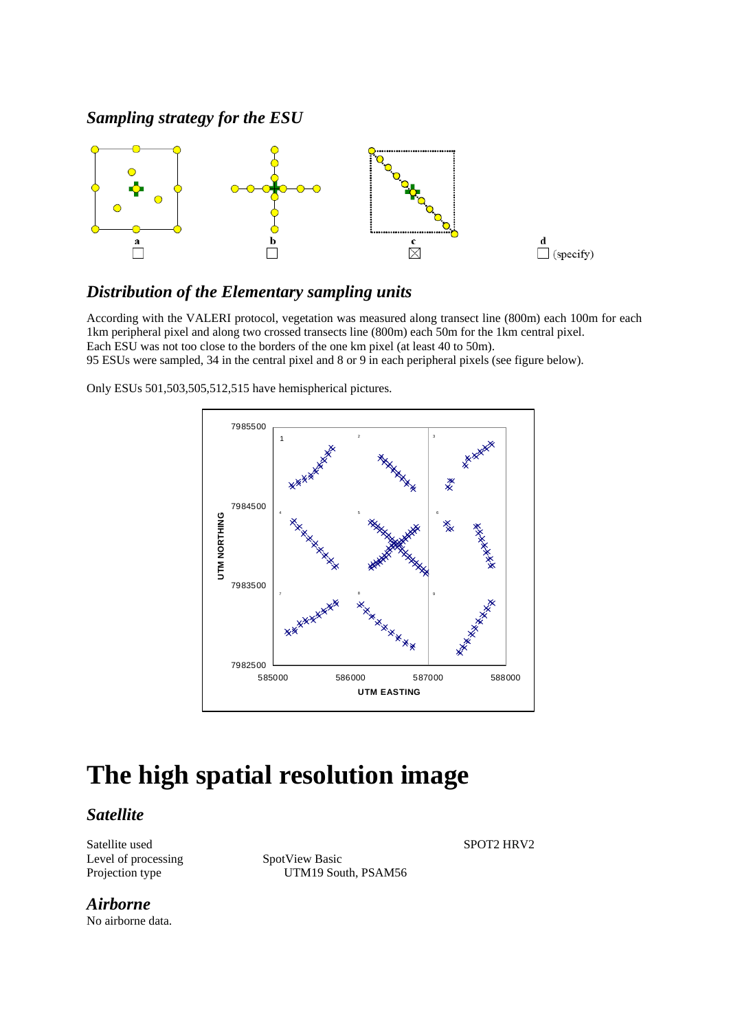## *Sampling strategy for the ESU*

a ☐ b ☐ c ☒ d ☐ (specify)

## *Distribution of the Elementary sampling units*

According with the VALERI protocol, vegetation was measured along transect line (800m) each 100m for each 1km peripheral pixel and along two crossed transects line (800m) each 50m for the 1km central pixel.
Each ESU was not too close to the borders of the one km pixel (at least 40 to 50m).
95 ESUs were sampled, 34 in the central pixel and 8 or 9 in each peripheral pixels (see figure below).

Only ESUs 501,503,505,512,515 have hemispherical pictures.

# The high spatial resolution image

## *Satellite*

| | |
|---|---|
| Satellite used | SPOT2 HRV2 |
| Level of processing | SpotView Basic |
| Projection type | UTM19 South, PSAM56 |

## *Airborne*

No airborne data.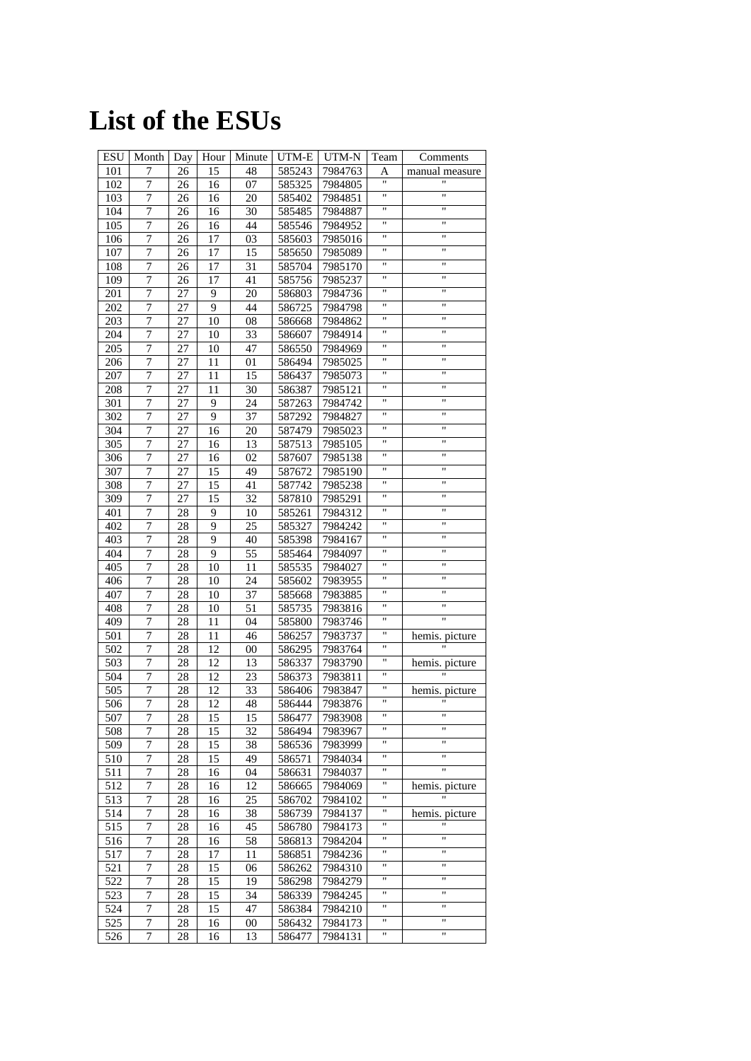# List of the ESUs

| ESU | Month | Day | Hour | Minute | UTM-E | UTM-N | Team | Comments |
|---|---|---|---|---|---|---|---|---|
| 101 | 7 | 26 | 15 | 48 | 585243 | 7984763 | A | manual measure |
| 102 | 7 | 26 | 16 | 07 | 585325 | 7984805 | " | " |
| 103 | 7 | 26 | 16 | 20 | 585402 | 7984851 | " | " |
| 104 | 7 | 26 | 16 | 30 | 585485 | 7984887 | " | " |
| 105 | 7 | 26 | 16 | 44 | 585546 | 7984952 | " | " |
| 106 | 7 | 26 | 17 | 03 | 585603 | 7985016 | " | " |
| 107 | 7 | 26 | 17 | 15 | 585650 | 7985089 | " | " |
| 108 | 7 | 26 | 17 | 31 | 585704 | 7985170 | " | " |
| 109 | 7 | 26 | 17 | 41 | 585756 | 7985237 | " | " |
| 201 | 7 | 27 | 9 | 20 | 586803 | 7984736 | " | " |
| 202 | 7 | 27 | 9 | 44 | 586725 | 7984798 | " | " |
| 203 | 7 | 27 | 10 | 08 | 586668 | 7984862 | " | " |
| 204 | 7 | 27 | 10 | 33 | 586607 | 7984914 | " | " |
| 205 | 7 | 27 | 10 | 47 | 586550 | 7984969 | " | " |
| 206 | 7 | 27 | 11 | 01 | 586494 | 7985025 | " | " |
| 207 | 7 | 27 | 11 | 15 | 586437 | 7985073 | " | " |
| 208 | 7 | 27 | 11 | 30 | 586387 | 7985121 | " | " |
| 301 | 7 | 27 | 9 | 24 | 587263 | 7984742 | " | " |
| 302 | 7 | 27 | 9 | 37 | 587292 | 7984827 | " | " |
| 304 | 7 | 27 | 16 | 20 | 587479 | 7985023 | " | " |
| 305 | 7 | 27 | 16 | 13 | 587513 | 7985105 | " | " |
| 306 | 7 | 27 | 16 | 02 | 587607 | 7985138 | " | " |
| 307 | 7 | 27 | 15 | 49 | 587672 | 7985190 | " | " |
| 308 | 7 | 27 | 15 | 41 | 587742 | 7985238 | " | " |
| 309 | 7 | 27 | 15 | 32 | 587810 | 7985291 | " | " |
| 401 | 7 | 28 | 9 | 10 | 585261 | 7984312 | " | " |
| 402 | 7 | 28 | 9 | 25 | 585327 | 7984242 | " | " |
| 403 | 7 | 28 | 9 | 40 | 585398 | 7984167 | " | " |
| 404 | 7 | 28 | 9 | 55 | 585464 | 7984097 | " | " |
| 405 | 7 | 28 | 10 | 11 | 585535 | 7984027 | " | " |
| 406 | 7 | 28 | 10 | 24 | 585602 | 7983955 | " | " |
| 407 | 7 | 28 | 10 | 37 | 585668 | 7983885 | " | " |
| 408 | 7 | 28 | 10 | 51 | 585735 | 7983816 | " | " |
| 409 | 7 | 28 | 11 | 04 | 585800 | 7983746 | " | " |
| 501 | 7 | 28 | 11 | 46 | 586257 | 7983737 | " | hemis. picture |
| 502 | 7 | 28 | 12 | 00 | 586295 | 7983764 | " | " |
| 503 | 7 | 28 | 12 | 13 | 586337 | 7983790 | " | hemis. picture |
| 504 | 7 | 28 | 12 | 23 | 586373 | 7983811 | " | " |
| 505 | 7 | 28 | 12 | 33 | 586406 | 7983847 | " | hemis. picture |
| 506 | 7 | 28 | 12 | 48 | 586444 | 7983876 | " | " |
| 507 | 7 | 28 | 15 | 15 | 586477 | 7983908 | " | " |
| 508 | 7 | 28 | 15 | 32 | 586494 | 7983967 | " | " |
| 509 | 7 | 28 | 15 | 38 | 586536 | 7983999 | " | " |
| 510 | 7 | 28 | 15 | 49 | 586571 | 7984034 | " | " |
| 511 | 7 | 28 | 16 | 04 | 586631 | 7984037 | " | " |
| 512 | 7 | 28 | 16 | 12 | 586665 | 7984069 | " | hemis. picture |
| 513 | 7 | 28 | 16 | 25 | 586702 | 7984102 | " | " |
| 514 | 7 | 28 | 16 | 38 | 586739 | 7984137 | " | hemis. picture |
| 515 | 7 | 28 | 16 | 45 | 586780 | 7984173 | " | " |
| 516 | 7 | 28 | 16 | 58 | 586813 | 7984204 | " | " |
| 517 | 7 | 28 | 17 | 11 | 586851 | 7984236 | " | " |
| 521 | 7 | 28 | 15 | 06 | 586262 | 7984310 | " | " |
| 522 | 7 | 28 | 15 | 19 | 586298 | 7984279 | " | " |
| 523 | 7 | 28 | 15 | 34 | 586339 | 7984245 | " | " |
| 524 | 7 | 28 | 15 | 47 | 586384 | 7984210 | " | " |
| 525 | 7 | 28 | 16 | 00 | 586432 | 7984173 | " | " |
| 526 | 7 | 28 | 16 | 13 | 586477 | 7984131 | " | " |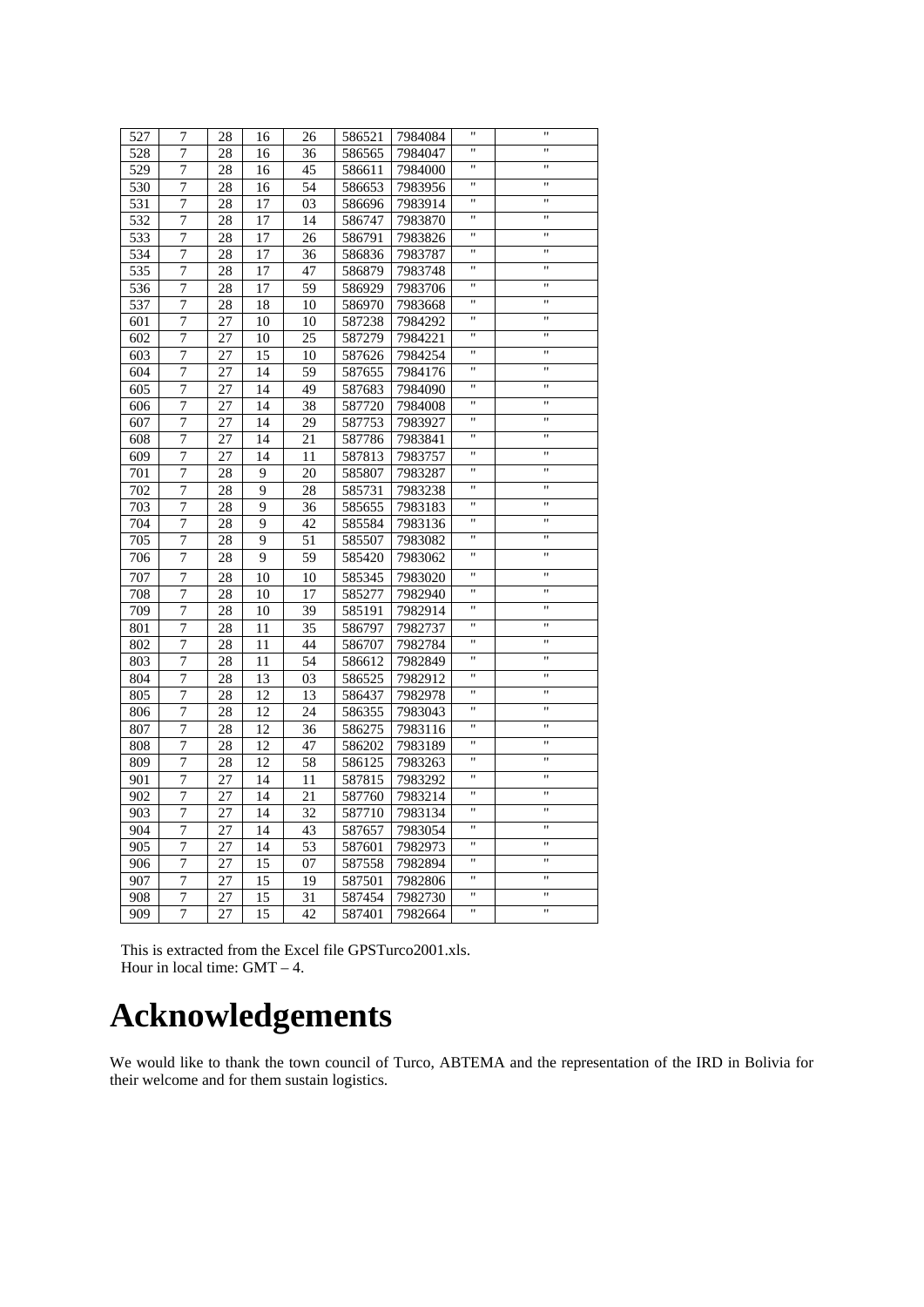| | | | | | | | | |
|---|---|---|---|---|---|---|---|---|
| 527 | 7 | 28 | 16 | 26 | 586521 | 7984084 | " | " |
| 528 | 7 | 28 | 16 | 36 | 586565 | 7984047 | " | " |
| 529 | 7 | 28 | 16 | 45 | 586611 | 7984000 | " | " |
| 530 | 7 | 28 | 16 | 54 | 586653 | 7983956 | " | " |
| 531 | 7 | 28 | 17 | 03 | 586696 | 7983914 | " | " |
| 532 | 7 | 28 | 17 | 14 | 586747 | 7983870 | " | " |
| 533 | 7 | 28 | 17 | 26 | 586791 | 7983826 | " | " |
| 534 | 7 | 28 | 17 | 36 | 586836 | 7983787 | " | " |
| 535 | 7 | 28 | 17 | 47 | 586879 | 7983748 | " | " |
| 536 | 7 | 28 | 17 | 59 | 586929 | 7983706 | " | " |
| 537 | 7 | 28 | 18 | 10 | 586970 | 7983668 | " | " |
| 601 | 7 | 27 | 10 | 10 | 587238 | 7984292 | " | " |
| 602 | 7 | 27 | 10 | 25 | 587279 | 7984221 | " | " |
| 603 | 7 | 27 | 15 | 10 | 587626 | 7984254 | " | " |
| 604 | 7 | 27 | 14 | 59 | 587655 | 7984176 | " | " |
| 605 | 7 | 27 | 14 | 49 | 587683 | 7984090 | " | " |
| 606 | 7 | 27 | 14 | 38 | 587720 | 7984008 | " | " |
| 607 | 7 | 27 | 14 | 29 | 587753 | 7983927 | " | " |
| 608 | 7 | 27 | 14 | 21 | 587786 | 7983841 | " | " |
| 609 | 7 | 27 | 14 | 11 | 587813 | 7983757 | " | " |
| 701 | 7 | 28 | 9 | 20 | 585807 | 7983287 | " | " |
| 702 | 7 | 28 | 9 | 28 | 585731 | 7983238 | " | " |
| 703 | 7 | 28 | 9 | 36 | 585655 | 7983183 | " | " |
| 704 | 7 | 28 | 9 | 42 | 585584 | 7983136 | " | " |
| 705 | 7 | 28 | 9 | 51 | 585507 | 7983082 | " | " |
| 706 | 7 | 28 | 9 | 59 | 585420 | 7983062 | " | " |
| 707 | 7 | 28 | 10 | 10 | 585345 | 7983020 | " | " |
| 708 | 7 | 28 | 10 | 17 | 585277 | 7982940 | " | " |
| 709 | 7 | 28 | 10 | 39 | 585191 | 7982914 | " | " |
| 801 | 7 | 28 | 11 | 35 | 586797 | 7982737 | " | " |
| 802 | 7 | 28 | 11 | 44 | 586707 | 7982784 | " | " |
| 803 | 7 | 28 | 11 | 54 | 586612 | 7982849 | " | " |
| 804 | 7 | 28 | 13 | 03 | 586525 | 7982912 | " | " |
| 805 | 7 | 28 | 12 | 13 | 586437 | 7982978 | " | " |
| 806 | 7 | 28 | 12 | 24 | 586355 | 7983043 | " | " |
| 807 | 7 | 28 | 12 | 36 | 586275 | 7983116 | " | " |
| 808 | 7 | 28 | 12 | 47 | 586202 | 7983189 | " | " |
| 809 | 7 | 28 | 12 | 58 | 586125 | 7983263 | " | " |
| 901 | 7 | 27 | 14 | 11 | 587815 | 7983292 | " | " |
| 902 | 7 | 27 | 14 | 21 | 587760 | 7983214 | " | " |
| 903 | 7 | 27 | 14 | 32 | 587710 | 7983134 | " | " |
| 904 | 7 | 27 | 14 | 43 | 587657 | 7983054 | " | " |
| 905 | 7 | 27 | 14 | 53 | 587601 | 7982973 | " | " |
| 906 | 7 | 27 | 15 | 07 | 587558 | 7982894 | " | " |
| 907 | 7 | 27 | 15 | 19 | 587501 | 7982806 | " | " |
| 908 | 7 | 27 | 15 | 31 | 587454 | 7982730 | " | " |
| 909 | 7 | 27 | 15 | 42 | 587401 | 7982664 | " | " |

This is extracted from the Excel file GPSTurco2001.xls.
Hour in local time: GMT – 4.

# Acknowledgements

We would like to thank the town council of Turco, ABTEMA and the representation of the IRD in Bolivia for their welcome and for them sustain logistics.